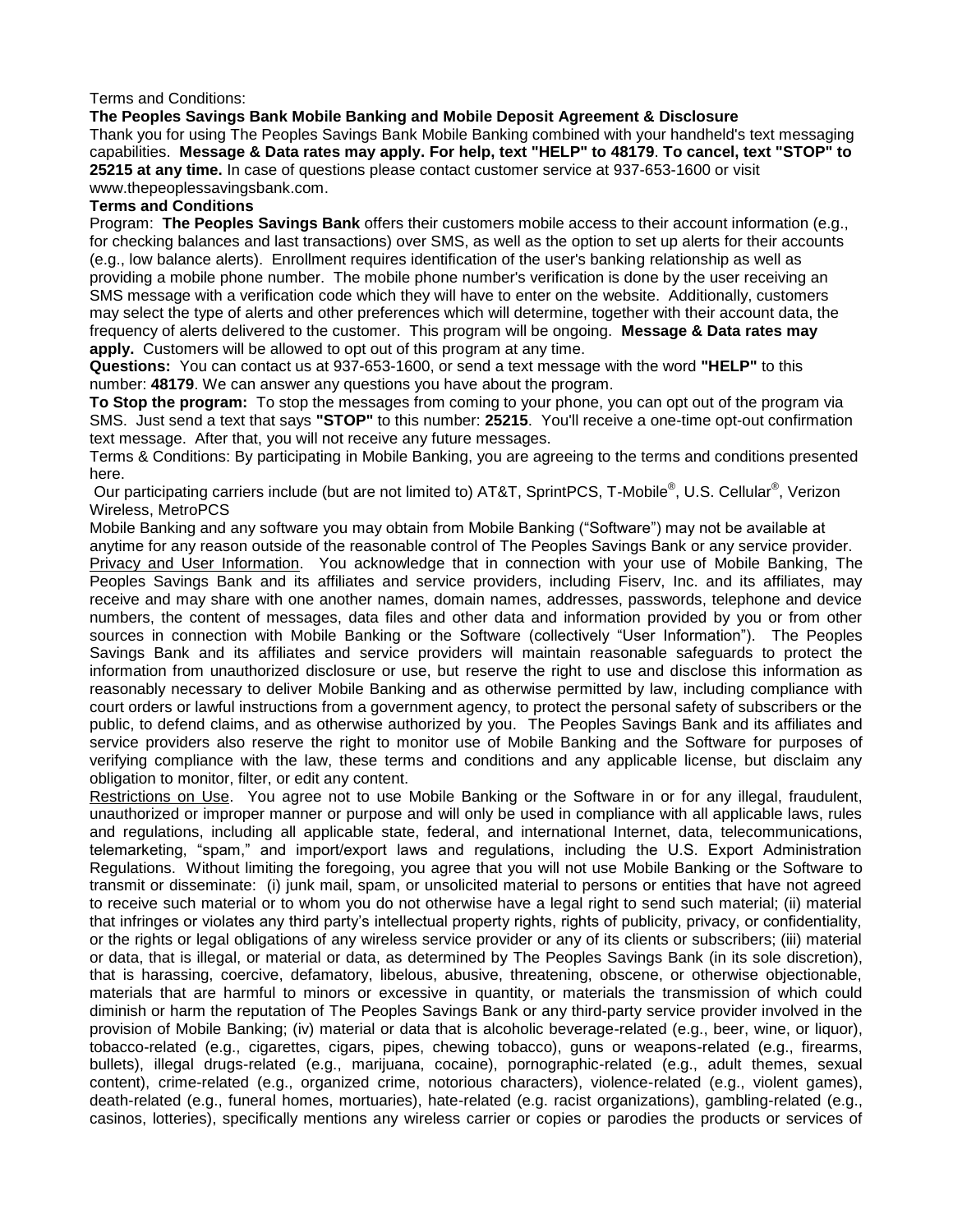Terms and Conditions:

**The Peoples Savings Bank Mobile Banking and Mobile Deposit Agreement & Disclosure**

Thank you for using The Peoples Savings Bank Mobile Banking combined with your handheld's text messaging capabilities. **Message & Data rates may apply. For help, text "HELP" to 48179**. **To cancel, text "STOP" to 25215 at any time.** In case of questions please contact customer service at 937-653-1600 or visit www.thepeoplessavingsbank.com.

**Terms and Conditions**

Program: **The Peoples Savings Bank** offers their customers mobile access to their account information (e.g., for checking balances and last transactions) over SMS, as well as the option to set up alerts for their accounts (e.g., low balance alerts). Enrollment requires identification of the user's banking relationship as well as providing a mobile phone number. The mobile phone number's verification is done by the user receiving an SMS message with a verification code which they will have to enter on the website. Additionally, customers may select the type of alerts and other preferences which will determine, together with their account data, the frequency of alerts delivered to the customer. This program will be ongoing. **Message & Data rates may apply.** Customers will be allowed to opt out of this program at any time.

**Questions:** You can contact us at 937-653-1600, or send a text message with the word **"HELP"** to this number: **48179**. We can answer any questions you have about the program.

**To Stop the program:** To stop the messages from coming to your phone, you can opt out of the program via SMS. Just send a text that says **"STOP"** to this number: **25215**. You'll receive a one-time opt-out confirmation text message. After that, you will not receive any future messages.

Terms & Conditions: By participating in Mobile Banking, you are agreeing to the terms and conditions presented here.

Our participating carriers include (but are not limited to) AT&T, SprintPCS, T-Mobile®, U.S. Cellular®, Verizon Wireless, MetroPCS

Mobile Banking and any software you may obtain from Mobile Banking ("Software") may not be available at anytime for any reason outside of the reasonable control of The Peoples Savings Bank or any service provider.

Privacy and User Information. You acknowledge that in connection with your use of Mobile Banking, The Peoples Savings Bank and its affiliates and service providers, including Fiserv, Inc. and its affiliates, may receive and may share with one another names, domain names, addresses, passwords, telephone and device numbers, the content of messages, data files and other data and information provided by you or from other sources in connection with Mobile Banking or the Software (collectively "User Information"). The Peoples Savings Bank and its affiliates and service providers will maintain reasonable safeguards to protect the information from unauthorized disclosure or use, but reserve the right to use and disclose this information as reasonably necessary to deliver Mobile Banking and as otherwise permitted by law, including compliance with court orders or lawful instructions from a government agency, to protect the personal safety of subscribers or the public, to defend claims, and as otherwise authorized by you. The Peoples Savings Bank and its affiliates and service providers also reserve the right to monitor use of Mobile Banking and the Software for purposes of verifying compliance with the law, these terms and conditions and any applicable license, but disclaim any obligation to monitor, filter, or edit any content.

Restrictions on Use. You agree not to use Mobile Banking or the Software in or for any illegal, fraudulent, unauthorized or improper manner or purpose and will only be used in compliance with all applicable laws, rules and regulations, including all applicable state, federal, and international Internet, data, telecommunications, telemarketing, "spam," and import/export laws and regulations, including the U.S. Export Administration Regulations. Without limiting the foregoing, you agree that you will not use Mobile Banking or the Software to transmit or disseminate: (i) junk mail, spam, or unsolicited material to persons or entities that have not agreed to receive such material or to whom you do not otherwise have a legal right to send such material; (ii) material that infringes or violates any third party's intellectual property rights, rights of publicity, privacy, or confidentiality, or the rights or legal obligations of any wireless service provider or any of its clients or subscribers; (iii) material or data, that is illegal, or material or data, as determined by The Peoples Savings Bank (in its sole discretion), that is harassing, coercive, defamatory, libelous, abusive, threatening, obscene, or otherwise objectionable, materials that are harmful to minors or excessive in quantity, or materials the transmission of which could diminish or harm the reputation of The Peoples Savings Bank or any third-party service provider involved in the provision of Mobile Banking; (iv) material or data that is alcoholic beverage-related (e.g., beer, wine, or liquor), tobacco-related (e.g., cigarettes, cigars, pipes, chewing tobacco), guns or weapons-related (e.g., firearms, bullets), illegal drugs-related (e.g., marijuana, cocaine), pornographic-related (e.g., adult themes, sexual content), crime-related (e.g., organized crime, notorious characters), violence-related (e.g., violent games), death-related (e.g., funeral homes, mortuaries), hate-related (e.g. racist organizations), gambling-related (e.g., casinos, lotteries), specifically mentions any wireless carrier or copies or parodies the products or services of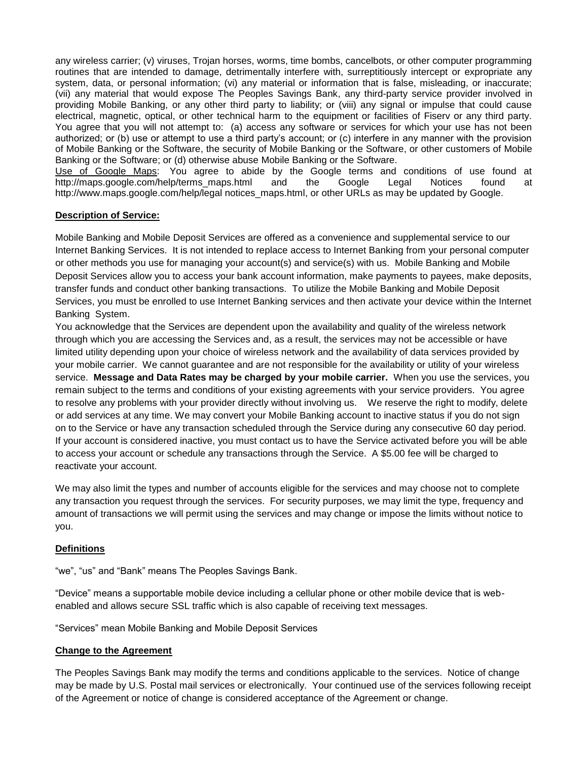any wireless carrier; (v) viruses, Trojan horses, worms, time bombs, cancelbots, or other computer programming routines that are intended to damage, detrimentally interfere with, surreptitiously intercept or expropriate any system, data, or personal information; (vi) any material or information that is false, misleading, or inaccurate; (vii) any material that would expose The Peoples Savings Bank, any third-party service provider involved in providing Mobile Banking, or any other third party to liability; or (viii) any signal or impulse that could cause electrical, magnetic, optical, or other technical harm to the equipment or facilities of Fiserv or any third party. You agree that you will not attempt to: (a) access any software or services for which your use has not been authorized; or (b) use or attempt to use a third party's account; or (c) interfere in any manner with the provision of Mobile Banking or the Software, the security of Mobile Banking or the Software, or other customers of Mobile Banking or the Software; or (d) otherwise abuse Mobile Banking or the Software.

Use of Google Maps: You agree to abide by the Google terms and conditions of use found at http://maps.google.com/help/terms_maps.html and the Google Legal Notices found at http://www.maps.google.com/help/legal notices_maps.html, or other URLs as may be updated by Google.

**Description of Service:**

Mobile Banking and Mobile Deposit Services are offered as a convenience and supplemental service to our Internet Banking Services. It is not intended to replace access to Internet Banking from your personal computer or other methods you use for managing your account(s) and service(s) with us. Mobile Banking and Mobile Deposit Services allow you to access your bank account information, make payments to payees, make deposits, transfer funds and conduct other banking transactions. To utilize the Mobile Banking and Mobile Deposit Services, you must be enrolled to use Internet Banking services and then activate your device within the Internet Banking System.

You acknowledge that the Services are dependent upon the availability and quality of the wireless network through which you are accessing the Services and, as a result, the services may not be accessible or have limited utility depending upon your choice of wireless network and the availability of data services provided by your mobile carrier. We cannot guarantee and are not responsible for the availability or utility of your wireless service. **Message and Data Rates may be charged by your mobile carrier.** When you use the services, you remain subject to the terms and conditions of your existing agreements with your service providers. You agree to resolve any problems with your provider directly without involving us. We reserve the right to modify, delete or add services at any time. We may convert your Mobile Banking account to inactive status if you do not sign on to the Service or have any transaction scheduled through the Service during any consecutive 60 day period. If your account is considered inactive, you must contact us to have the Service activated before you will be able to access your account or schedule any transactions through the Service. A $5.00 fee will be charged to reactivate your account.

We may also limit the types and number of accounts eligible for the services and may choose not to complete any transaction you request through the services. For security purposes, we may limit the type, frequency and amount of transactions we will permit using the services and may change or impose the limits without notice to you.

**Definitions**

"we", "us" and "Bank" means The Peoples Savings Bank.

"Device" means a supportable mobile device including a cellular phone or other mobile device that is web-enabled and allows secure SSL traffic which is also capable of receiving text messages.

"Services" mean Mobile Banking and Mobile Deposit Services

**Change to the Agreement**

The Peoples Savings Bank may modify the terms and conditions applicable to the services. Notice of change may be made by U.S. Postal mail services or electronically. Your continued use of the services following receipt of the Agreement or notice of change is considered acceptance of the Agreement or change.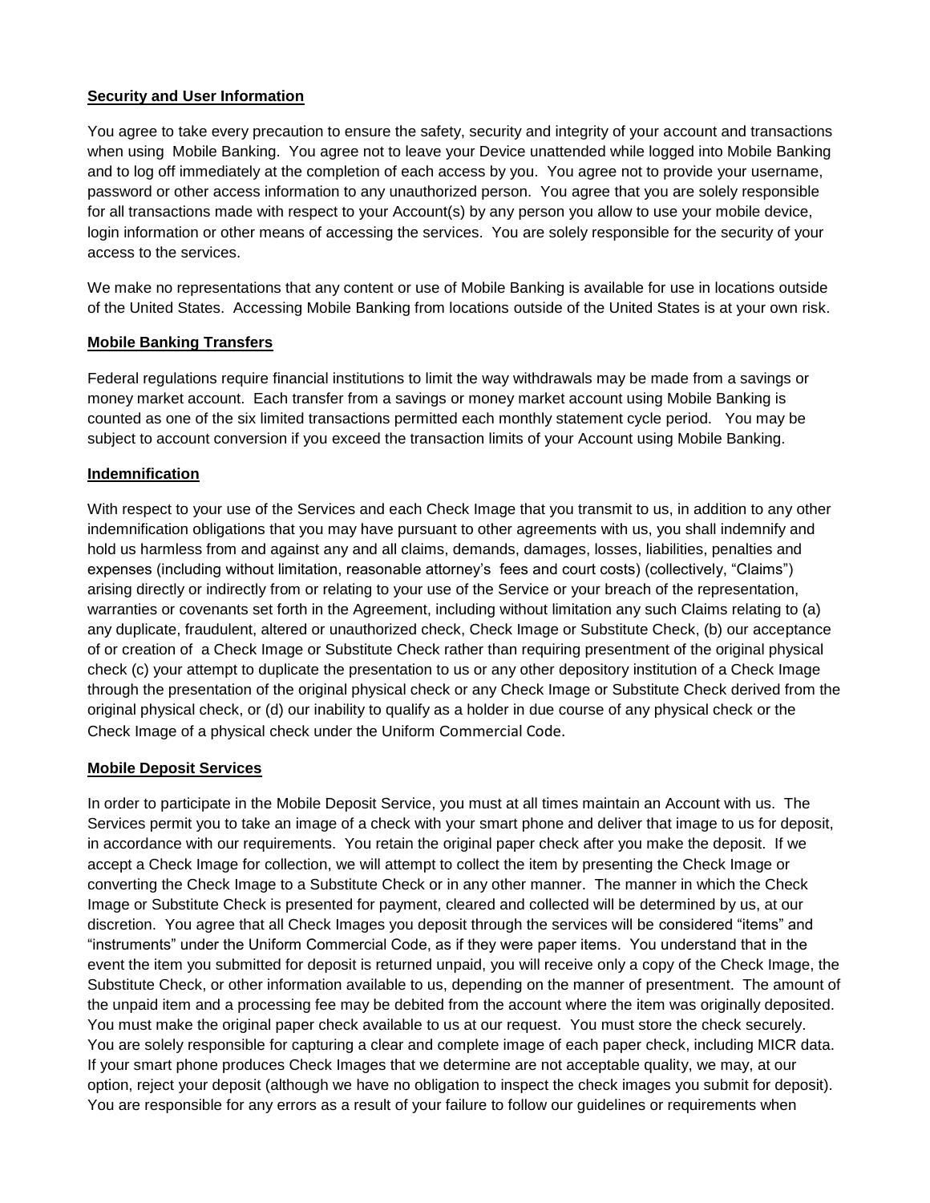**Security and User Information**

You agree to take every precaution to ensure the safety, security and integrity of your account and transactions when using Mobile Banking. You agree not to leave your Device unattended while logged into Mobile Banking and to log off immediately at the completion of each access by you. You agree not to provide your username, password or other access information to any unauthorized person. You agree that you are solely responsible for all transactions made with respect to your Account(s) by any person you allow to use your mobile device, login information or other means of accessing the services. You are solely responsible for the security of your access to the services.

We make no representations that any content or use of Mobile Banking is available for use in locations outside of the United States. Accessing Mobile Banking from locations outside of the United States is at your own risk.

**Mobile Banking Transfers**

Federal regulations require financial institutions to limit the way withdrawals may be made from a savings or money market account. Each transfer from a savings or money market account using Mobile Banking is counted as one of the six limited transactions permitted each monthly statement cycle period. You may be subject to account conversion if you exceed the transaction limits of your Account using Mobile Banking.

**Indemnification**

With respect to your use of the Services and each Check Image that you transmit to us, in addition to any other indemnification obligations that you may have pursuant to other agreements with us, you shall indemnify and hold us harmless from and against any and all claims, demands, damages, losses, liabilities, penalties and expenses (including without limitation, reasonable attorney's fees and court costs) (collectively, "Claims") arising directly or indirectly from or relating to your use of the Service or your breach of the representation, warranties or covenants set forth in the Agreement, including without limitation any such Claims relating to (a) any duplicate, fraudulent, altered or unauthorized check, Check Image or Substitute Check, (b) our acceptance of or creation of a Check Image or Substitute Check rather than requiring presentment of the original physical check (c) your attempt to duplicate the presentation to us or any other depository institution of a Check Image through the presentation of the original physical check or any Check Image or Substitute Check derived from the original physical check, or (d) our inability to qualify as a holder in due course of any physical check or the Check Image of a physical check under the Uniform Commercial Code.

**Mobile Deposit Services**

In order to participate in the Mobile Deposit Service, you must at all times maintain an Account with us. The Services permit you to take an image of a check with your smart phone and deliver that image to us for deposit, in accordance with our requirements. You retain the original paper check after you make the deposit. If we accept a Check Image for collection, we will attempt to collect the item by presenting the Check Image or converting the Check Image to a Substitute Check or in any other manner. The manner in which the Check Image or Substitute Check is presented for payment, cleared and collected will be determined by us, at our discretion. You agree that all Check Images you deposit through the services will be considered "items" and "instruments" under the Uniform Commercial Code, as if they were paper items. You understand that in the event the item you submitted for deposit is returned unpaid, you will receive only a copy of the Check Image, the Substitute Check, or other information available to us, depending on the manner of presentment. The amount of the unpaid item and a processing fee may be debited from the account where the item was originally deposited. You must make the original paper check available to us at our request. You must store the check securely. You are solely responsible for capturing a clear and complete image of each paper check, including MICR data. If your smart phone produces Check Images that we determine are not acceptable quality, we may, at our option, reject your deposit (although we have no obligation to inspect the check images you submit for deposit). You are responsible for any errors as a result of your failure to follow our guidelines or requirements when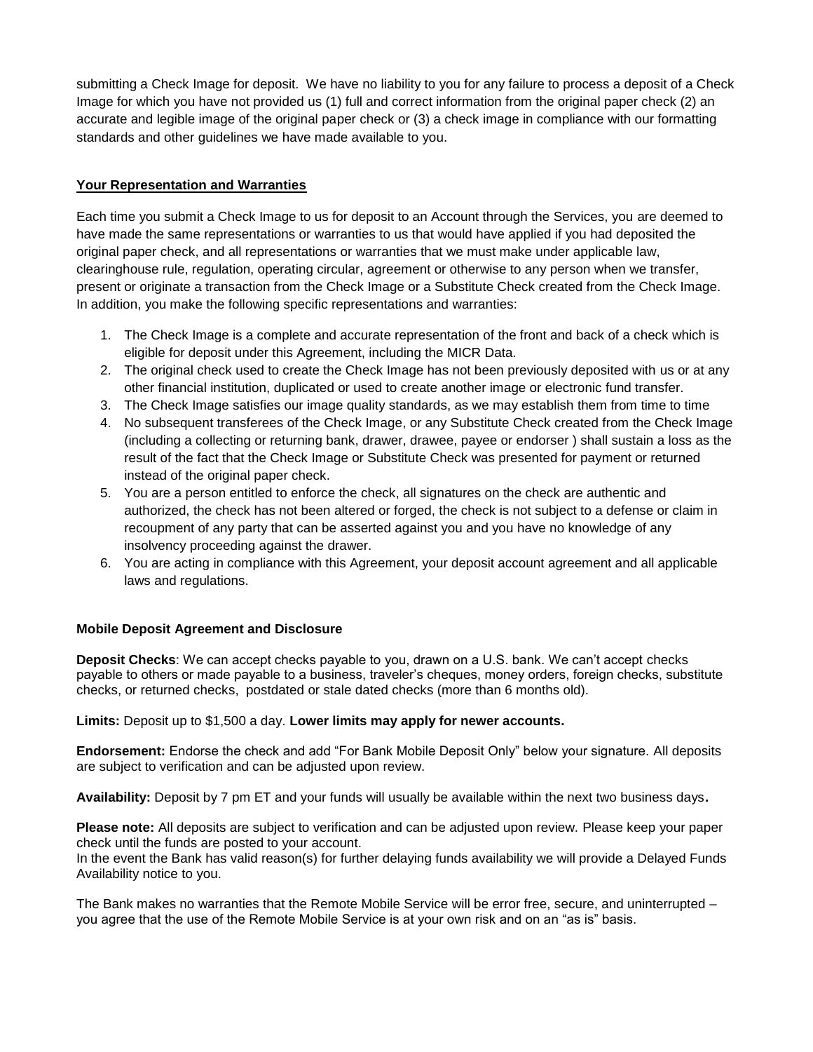submitting a Check Image for deposit. We have no liability to you for any failure to process a deposit of a Check Image for which you have not provided us (1) full and correct information from the original paper check (2) an accurate and legible image of the original paper check or (3) a check image in compliance with our formatting standards and other guidelines we have made available to you.

## Your Representation and Warranties

Each time you submit a Check Image to us for deposit to an Account through the Services, you are deemed to have made the same representations or warranties to us that would have applied if you had deposited the original paper check, and all representations or warranties that we must make under applicable law, clearinghouse rule, regulation, operating circular, agreement or otherwise to any person when we transfer, present or originate a transaction from the Check Image or a Substitute Check created from the Check Image. In addition, you make the following specific representations and warranties:

1. The Check Image is a complete and accurate representation of the front and back of a check which is eligible for deposit under this Agreement, including the MICR Data.
2. The original check used to create the Check Image has not been previously deposited with us or at any other financial institution, duplicated or used to create another image or electronic fund transfer.
3. The Check Image satisfies our image quality standards, as we may establish them from time to time
4. No subsequent transferees of the Check Image, or any Substitute Check created from the Check Image (including a collecting or returning bank, drawer, drawee, payee or endorser ) shall sustain a loss as the result of the fact that the Check Image or Substitute Check was presented for payment or returned instead of the original paper check.
5. You are a person entitled to enforce the check, all signatures on the check are authentic and authorized, the check has not been altered or forged, the check is not subject to a defense or claim in recoupment of any party that can be asserted against you and you have no knowledge of any insolvency proceeding against the drawer.
6. You are acting in compliance with this Agreement, your deposit account agreement and all applicable laws and regulations.

## Mobile Deposit Agreement and Disclosure

**Deposit Checks**: We can accept checks payable to you, drawn on a U.S. bank. We can't accept checks payable to others or made payable to a business, traveler's cheques, money orders, foreign checks, substitute checks, or returned checks, postdated or stale dated checks (more than 6 months old).

**Limits:** Deposit up to $1,500 a day. **Lower limits may apply for newer accounts.**

**Endorsement:** Endorse the check and add "For Bank Mobile Deposit Only" below your signature. All deposits are subject to verification and can be adjusted upon review.

**Availability:** Deposit by 7 pm ET and your funds will usually be available within the next two business days**.**

**Please note:** All deposits are subject to verification and can be adjusted upon review. Please keep your paper check until the funds are posted to your account.
In the event the Bank has valid reason(s) for further delaying funds availability we will provide a Delayed Funds Availability notice to you.

The Bank makes no warranties that the Remote Mobile Service will be error free, secure, and uninterrupted – you agree that the use of the Remote Mobile Service is at your own risk and on an "as is" basis.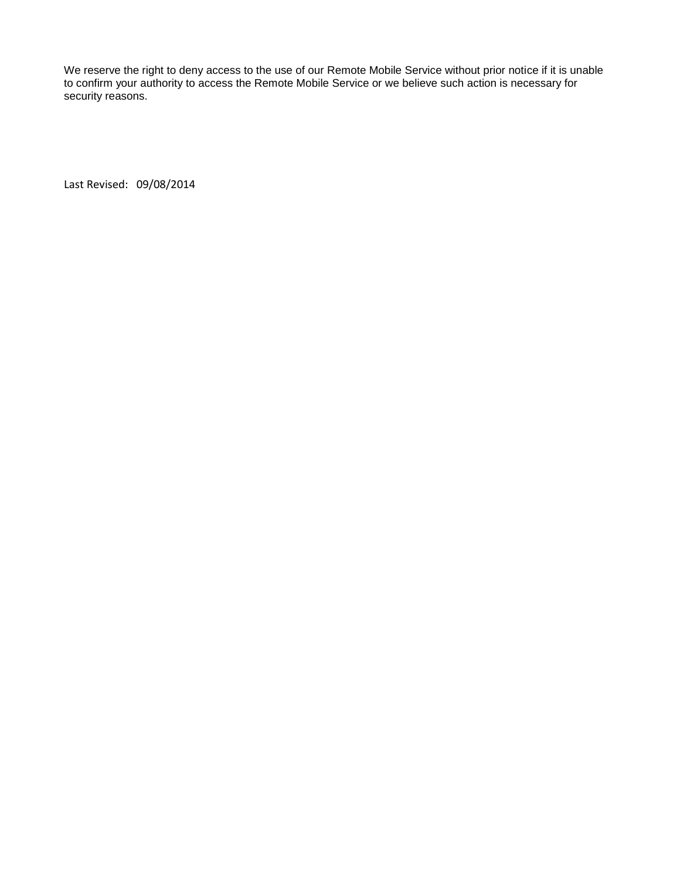We reserve the right to deny access to the use of our Remote Mobile Service without prior notice if it is unable to confirm your authority to access the Remote Mobile Service or we believe such action is necessary for security reasons.

Last Revised: 09/08/2014